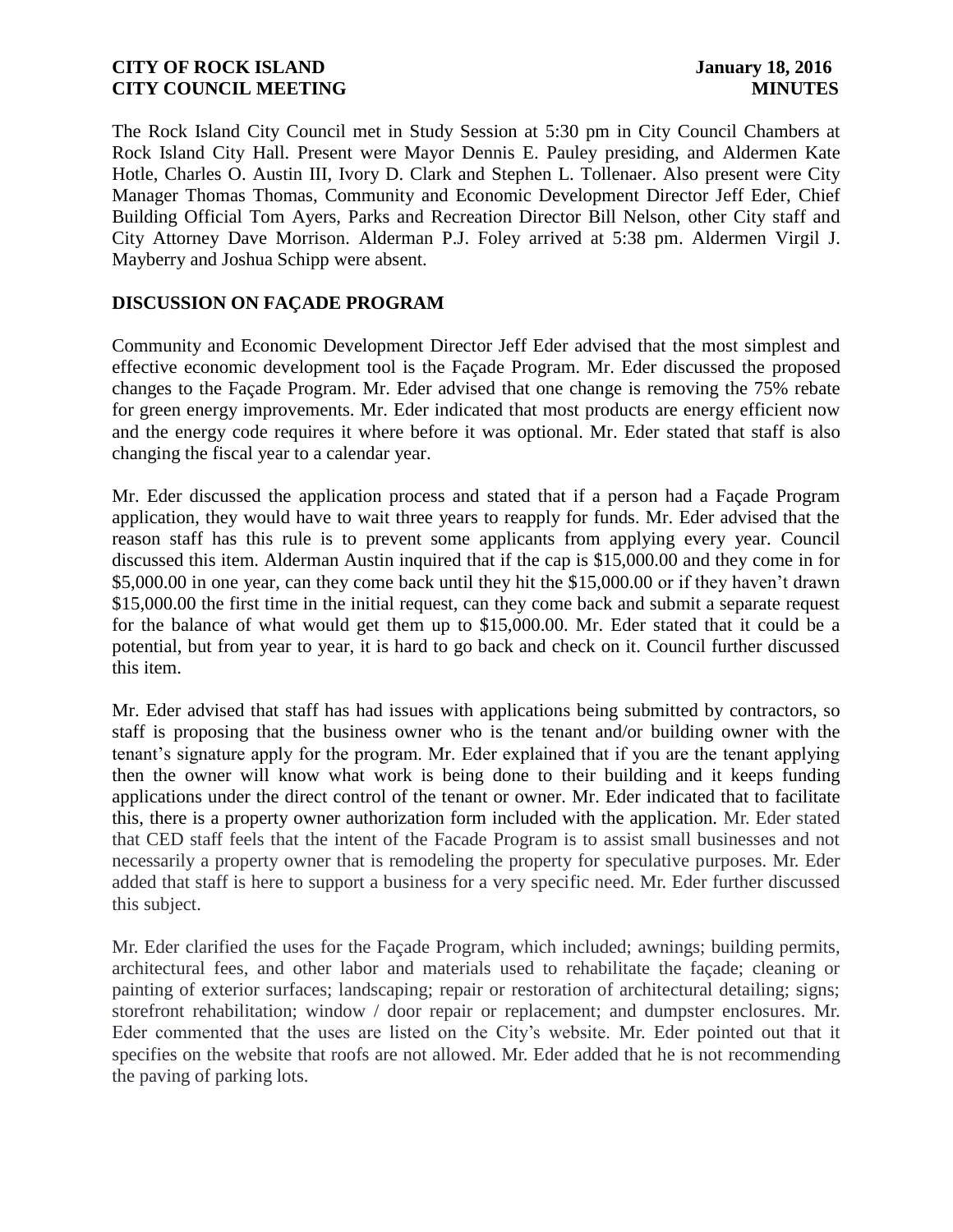The Rock Island City Council met in Study Session at 5:30 pm in City Council Chambers at Rock Island City Hall. Present were Mayor Dennis E. Pauley presiding, and Aldermen Kate Hotle, Charles O. Austin III, Ivory D. Clark and Stephen L. Tollenaer. Also present were City Manager Thomas Thomas, Community and Economic Development Director Jeff Eder, Chief Building Official Tom Ayers, Parks and Recreation Director Bill Nelson, other City staff and City Attorney Dave Morrison. Alderman P.J. Foley arrived at 5:38 pm. Aldermen Virgil J. Mayberry and Joshua Schipp were absent.

## DISCUSSION ON FAÇADE PROGRAM

Community and Economic Development Director Jeff Eder advised that the most simplest and effective economic development tool is the Façade Program. Mr. Eder discussed the proposed changes to the Façade Program. Mr. Eder advised that one change is removing the 75% rebate for green energy improvements. Mr. Eder indicated that most products are energy efficient now and the energy code requires it where before it was optional. Mr. Eder stated that staff is also changing the fiscal year to a calendar year.

Mr. Eder discussed the application process and stated that if a person had a Façade Program application, they would have to wait three years to reapply for funds. Mr. Eder advised that the reason staff has this rule is to prevent some applicants from applying every year. Council discussed this item. Alderman Austin inquired that if the cap is $15,000.00 and they come in for $5,000.00 in one year, can they come back until they hit the $15,000.00 or if they haven't drawn $15,000.00 the first time in the initial request, can they come back and submit a separate request for the balance of what would get them up to $15,000.00. Mr. Eder stated that it could be a potential, but from year to year, it is hard to go back and check on it. Council further discussed this item.

Mr. Eder advised that staff has had issues with applications being submitted by contractors, so staff is proposing that the business owner who is the tenant and/or building owner with the tenant's signature apply for the program. Mr. Eder explained that if you are the tenant applying then the owner will know what work is being done to their building and it keeps funding applications under the direct control of the tenant or owner. Mr. Eder indicated that to facilitate this, there is a property owner authorization form included with the application. Mr. Eder stated that CED staff feels that the intent of the Facade Program is to assist small businesses and not necessarily a property owner that is remodeling the property for speculative purposes. Mr. Eder added that staff is here to support a business for a very specific need. Mr. Eder further discussed this subject.

Mr. Eder clarified the uses for the Façade Program, which included; awnings; building permits, architectural fees, and other labor and materials used to rehabilitate the façade; cleaning or painting of exterior surfaces; landscaping; repair or restoration of architectural detailing; signs; storefront rehabilitation; window / door repair or replacement; and dumpster enclosures. Mr. Eder commented that the uses are listed on the City's website. Mr. Eder pointed out that it specifies on the website that roofs are not allowed. Mr. Eder added that he is not recommending the paving of parking lots.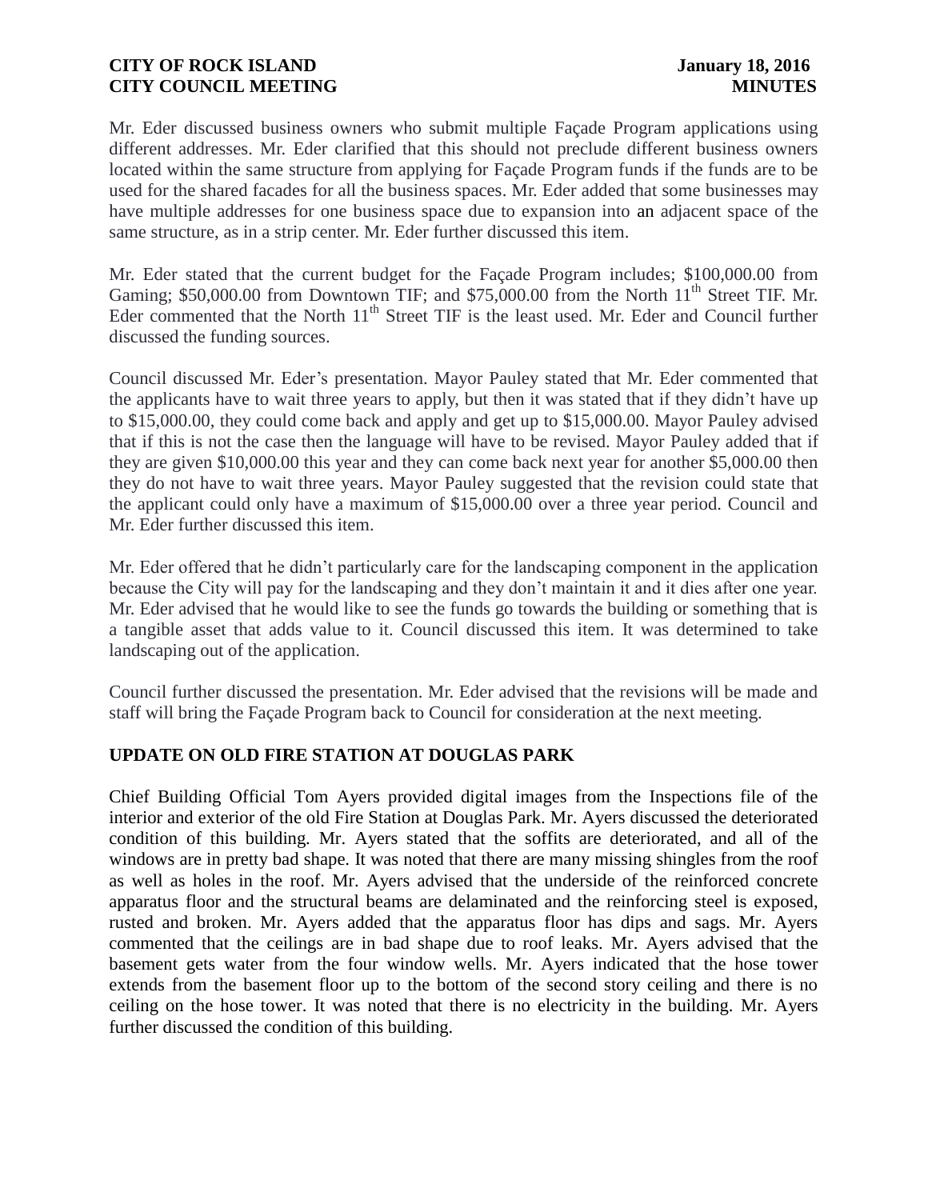Mr. Eder discussed business owners who submit multiple Façade Program applications using different addresses. Mr. Eder clarified that this should not preclude different business owners located within the same structure from applying for Façade Program funds if the funds are to be used for the shared facades for all the business spaces. Mr. Eder added that some businesses may have multiple addresses for one business space due to expansion into an adjacent space of the same structure, as in a strip center. Mr. Eder further discussed this item.

Mr. Eder stated that the current budget for the Façade Program includes; \$100,000.00 from Gaming; \$50,000.00 from Downtown TIF; and \$75,000.00 from the North 11th Street TIF. Mr. Eder commented that the North 11th Street TIF is the least used. Mr. Eder and Council further discussed the funding sources.

Council discussed Mr. Eder's presentation. Mayor Pauley stated that Mr. Eder commented that the applicants have to wait three years to apply, but then it was stated that if they didn't have up to \$15,000.00, they could come back and apply and get up to \$15,000.00. Mayor Pauley advised that if this is not the case then the language will have to be revised. Mayor Pauley added that if they are given \$10,000.00 this year and they can come back next year for another \$5,000.00 then they do not have to wait three years. Mayor Pauley suggested that the revision could state that the applicant could only have a maximum of \$15,000.00 over a three year period. Council and Mr. Eder further discussed this item.

Mr. Eder offered that he didn't particularly care for the landscaping component in the application because the City will pay for the landscaping and they don't maintain it and it dies after one year. Mr. Eder advised that he would like to see the funds go towards the building or something that is a tangible asset that adds value to it. Council discussed this item. It was determined to take landscaping out of the application.

Council further discussed the presentation. Mr. Eder advised that the revisions will be made and staff will bring the Façade Program back to Council for consideration at the next meeting.

## UPDATE ON OLD FIRE STATION AT DOUGLAS PARK

Chief Building Official Tom Ayers provided digital images from the Inspections file of the interior and exterior of the old Fire Station at Douglas Park. Mr. Ayers discussed the deteriorated condition of this building. Mr. Ayers stated that the soffits are deteriorated, and all of the windows are in pretty bad shape. It was noted that there are many missing shingles from the roof as well as holes in the roof. Mr. Ayers advised that the underside of the reinforced concrete apparatus floor and the structural beams are delaminated and the reinforcing steel is exposed, rusted and broken. Mr. Ayers added that the apparatus floor has dips and sags. Mr. Ayers commented that the ceilings are in bad shape due to roof leaks. Mr. Ayers advised that the basement gets water from the four window wells. Mr. Ayers indicated that the hose tower extends from the basement floor up to the bottom of the second story ceiling and there is no ceiling on the hose tower. It was noted that there is no electricity in the building. Mr. Ayers further discussed the condition of this building.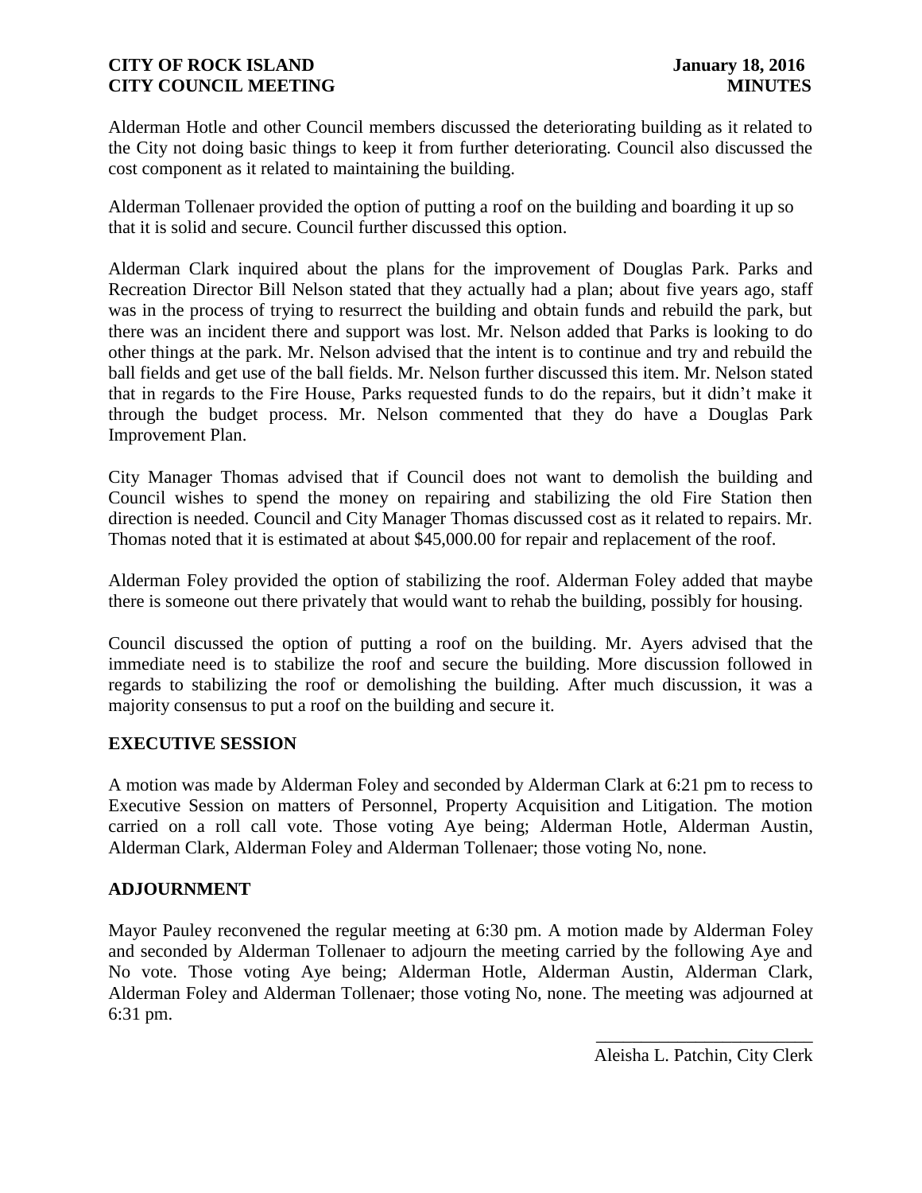Alderman Hotle and other Council members discussed the deteriorating building as it related to the City not doing basic things to keep it from further deteriorating. Council also discussed the cost component as it related to maintaining the building.

Alderman Tollenaer provided the option of putting a roof on the building and boarding it up so that it is solid and secure. Council further discussed this option.

Alderman Clark inquired about the plans for the improvement of Douglas Park. Parks and Recreation Director Bill Nelson stated that they actually had a plan; about five years ago, staff was in the process of trying to resurrect the building and obtain funds and rebuild the park, but there was an incident there and support was lost. Mr. Nelson added that Parks is looking to do other things at the park. Mr. Nelson advised that the intent is to continue and try and rebuild the ball fields and get use of the ball fields. Mr. Nelson further discussed this item. Mr. Nelson stated that in regards to the Fire House, Parks requested funds to do the repairs, but it didn't make it through the budget process. Mr. Nelson commented that they do have a Douglas Park Improvement Plan.

City Manager Thomas advised that if Council does not want to demolish the building and Council wishes to spend the money on repairing and stabilizing the old Fire Station then direction is needed. Council and City Manager Thomas discussed cost as it related to repairs. Mr. Thomas noted that it is estimated at about $45,000.00 for repair and replacement of the roof.

Alderman Foley provided the option of stabilizing the roof. Alderman Foley added that maybe there is someone out there privately that would want to rehab the building, possibly for housing.

Council discussed the option of putting a roof on the building. Mr. Ayers advised that the immediate need is to stabilize the roof and secure the building. More discussion followed in regards to stabilizing the roof or demolishing the building. After much discussion, it was a majority consensus to put a roof on the building and secure it.

## EXECUTIVE SESSION

A motion was made by Alderman Foley and seconded by Alderman Clark at 6:21 pm to recess to Executive Session on matters of Personnel, Property Acquisition and Litigation. The motion carried on a roll call vote. Those voting Aye being; Alderman Hotle, Alderman Austin, Alderman Clark, Alderman Foley and Alderman Tollenaer; those voting No, none.

## ADJOURNMENT

Mayor Pauley reconvened the regular meeting at 6:30 pm. A motion made by Alderman Foley and seconded by Alderman Tollenaer to adjourn the meeting carried by the following Aye and No vote. Those voting Aye being; Alderman Hotle, Alderman Austin, Alderman Clark, Alderman Foley and Alderman Tollenaer; those voting No, none. The meeting was adjourned at 6:31 pm.

\_\_\_\_\_\_\_\_\_\_\_\_\_\_\_\_\_\_\_\_\_\_\_\_\_

Aleisha L. Patchin, City Clerk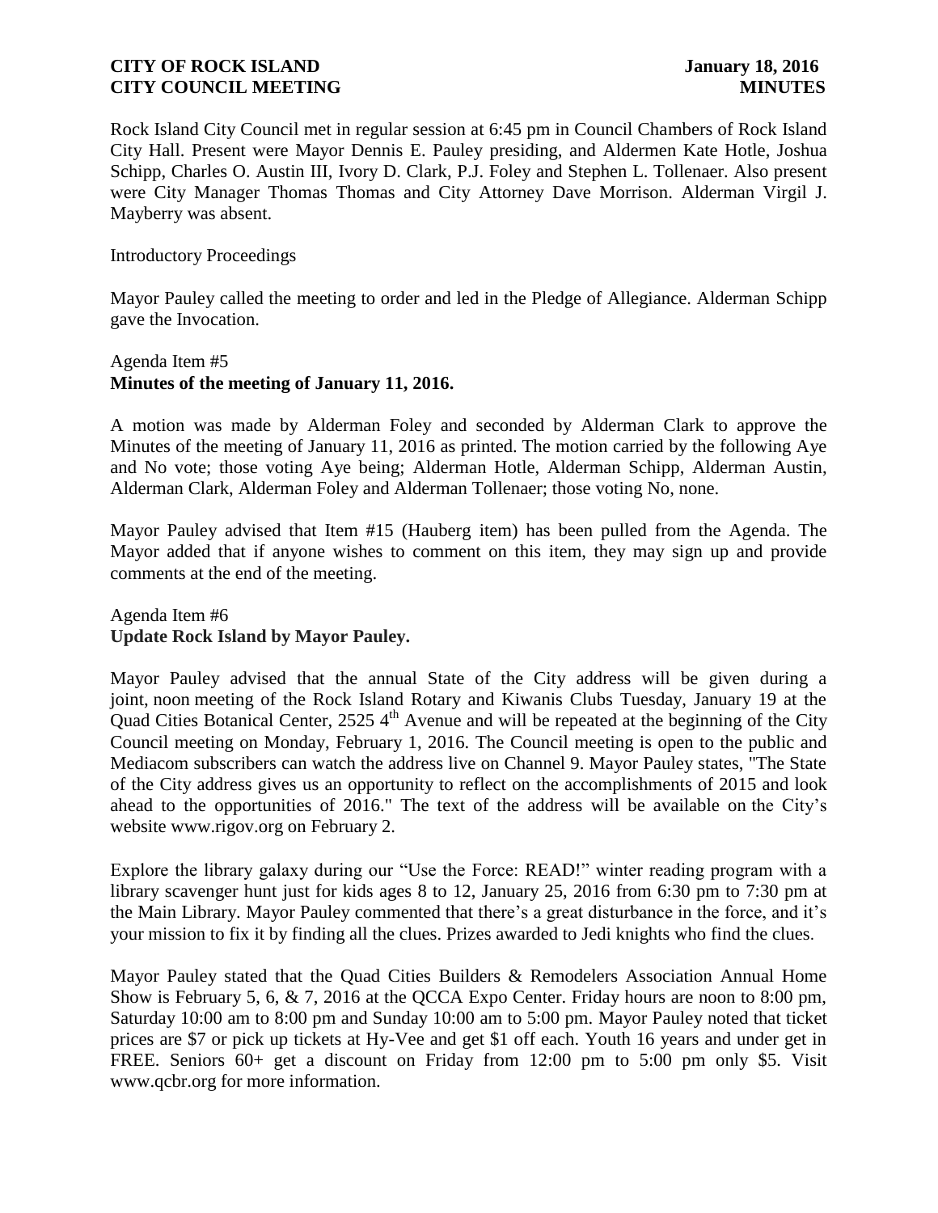Rock Island City Council met in regular session at 6:45 pm in Council Chambers of Rock Island City Hall. Present were Mayor Dennis E. Pauley presiding, and Aldermen Kate Hotle, Joshua Schipp, Charles O. Austin III, Ivory D. Clark, P.J. Foley and Stephen L. Tollenaer. Also present were City Manager Thomas Thomas and City Attorney Dave Morrison. Alderman Virgil J. Mayberry was absent.

Introductory Proceedings

Mayor Pauley called the meeting to order and led in the Pledge of Allegiance. Alderman Schipp gave the Invocation.

Agenda Item #5
**Minutes of the meeting of January 11, 2016.**

A motion was made by Alderman Foley and seconded by Alderman Clark to approve the Minutes of the meeting of January 11, 2016 as printed. The motion carried by the following Aye and No vote; those voting Aye being; Alderman Hotle, Alderman Schipp, Alderman Austin, Alderman Clark, Alderman Foley and Alderman Tollenaer; those voting No, none.

Mayor Pauley advised that Item #15 (Hauberg item) has been pulled from the Agenda. The Mayor added that if anyone wishes to comment on this item, they may sign up and provide comments at the end of the meeting.

Agenda Item #6
**Update Rock Island by Mayor Pauley.**

Mayor Pauley advised that the annual State of the City address will be given during a joint, noon meeting of the Rock Island Rotary and Kiwanis Clubs Tuesday, January 19 at the Quad Cities Botanical Center, 2525 4th Avenue and will be repeated at the beginning of the City Council meeting on Monday, February 1, 2016. The Council meeting is open to the public and Mediacom subscribers can watch the address live on Channel 9. Mayor Pauley states, "The State of the City address gives us an opportunity to reflect on the accomplishments of 2015 and look ahead to the opportunities of 2016." The text of the address will be available on the City's website www.rigov.org on February 2.

Explore the library galaxy during our "Use the Force: READ!" winter reading program with a library scavenger hunt just for kids ages 8 to 12, January 25, 2016 from 6:30 pm to 7:30 pm at the Main Library. Mayor Pauley commented that there's a great disturbance in the force, and it's your mission to fix it by finding all the clues. Prizes awarded to Jedi knights who find the clues.

Mayor Pauley stated that the Quad Cities Builders & Remodelers Association Annual Home Show is February 5, 6, & 7, 2016 at the QCCA Expo Center. Friday hours are noon to 8:00 pm, Saturday 10:00 am to 8:00 pm and Sunday 10:00 am to 5:00 pm. Mayor Pauley noted that ticket prices are $7 or pick up tickets at Hy-Vee and get $1 off each. Youth 16 years and under get in FREE. Seniors 60+ get a discount on Friday from 12:00 pm to 5:00 pm only $5. Visit www.qcbr.org for more information.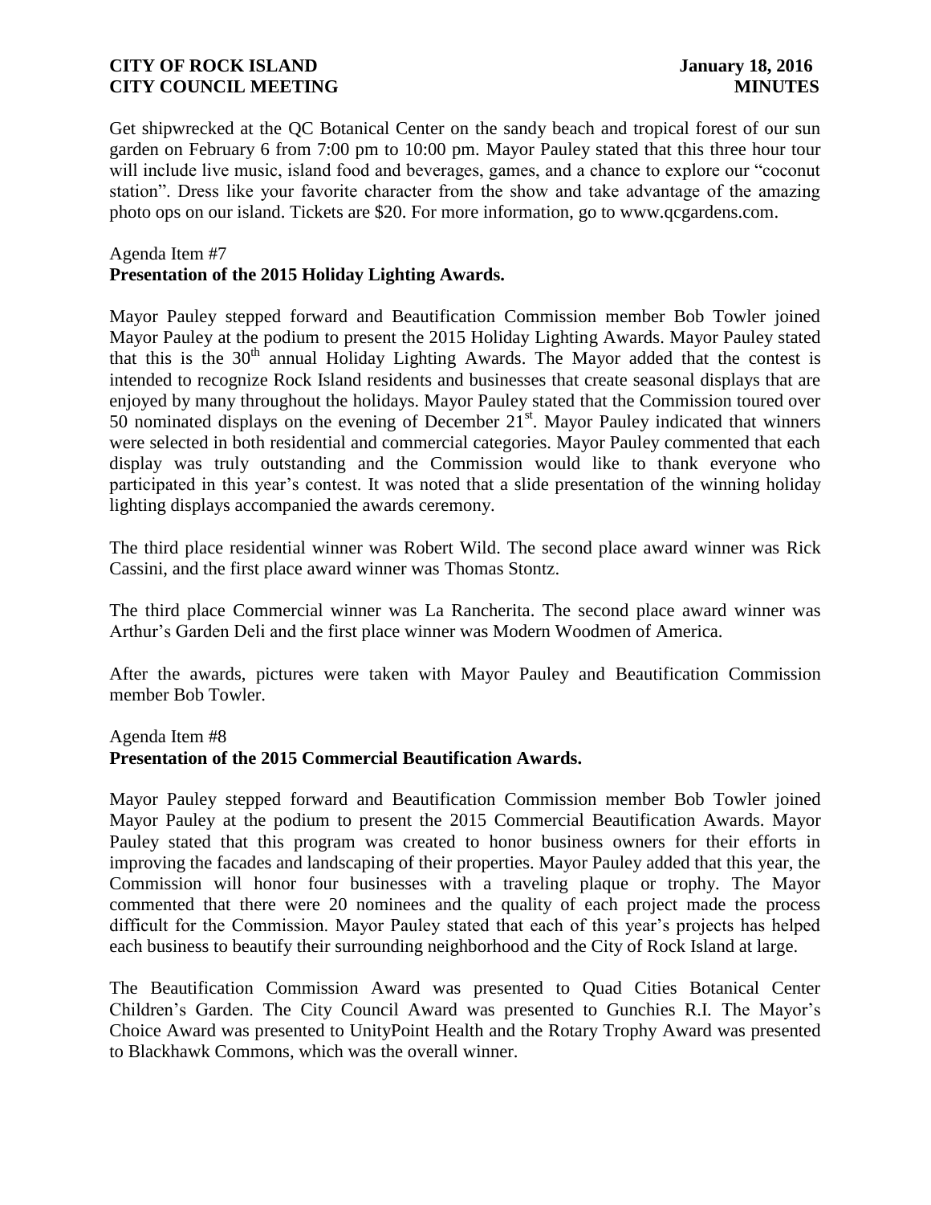Get shipwrecked at the QC Botanical Center on the sandy beach and tropical forest of our sun garden on February 6 from 7:00 pm to 10:00 pm. Mayor Pauley stated that this three hour tour will include live music, island food and beverages, games, and a chance to explore our "coconut station". Dress like your favorite character from the show and take advantage of the amazing photo ops on our island. Tickets are $20. For more information, go to www.qcgardens.com.

Agenda Item #7
**Presentation of the 2015 Holiday Lighting Awards.**

Mayor Pauley stepped forward and Beautification Commission member Bob Towler joined Mayor Pauley at the podium to present the 2015 Holiday Lighting Awards. Mayor Pauley stated that this is the 30th annual Holiday Lighting Awards. The Mayor added that the contest is intended to recognize Rock Island residents and businesses that create seasonal displays that are enjoyed by many throughout the holidays. Mayor Pauley stated that the Commission toured over 50 nominated displays on the evening of December 21st. Mayor Pauley indicated that winners were selected in both residential and commercial categories. Mayor Pauley commented that each display was truly outstanding and the Commission would like to thank everyone who participated in this year's contest. It was noted that a slide presentation of the winning holiday lighting displays accompanied the awards ceremony.

The third place residential winner was Robert Wild. The second place award winner was Rick Cassini, and the first place award winner was Thomas Stontz.

The third place Commercial winner was La Rancherita. The second place award winner was Arthur's Garden Deli and the first place winner was Modern Woodmen of America.

After the awards, pictures were taken with Mayor Pauley and Beautification Commission member Bob Towler.

Agenda Item #8
**Presentation of the 2015 Commercial Beautification Awards.**

Mayor Pauley stepped forward and Beautification Commission member Bob Towler joined Mayor Pauley at the podium to present the 2015 Commercial Beautification Awards. Mayor Pauley stated that this program was created to honor business owners for their efforts in improving the facades and landscaping of their properties. Mayor Pauley added that this year, the Commission will honor four businesses with a traveling plaque or trophy. The Mayor commented that there were 20 nominees and the quality of each project made the process difficult for the Commission. Mayor Pauley stated that each of this year's projects has helped each business to beautify their surrounding neighborhood and the City of Rock Island at large.

The Beautification Commission Award was presented to Quad Cities Botanical Center Children's Garden. The City Council Award was presented to Gunchies R.I. The Mayor's Choice Award was presented to UnityPoint Health and the Rotary Trophy Award was presented to Blackhawk Commons, which was the overall winner.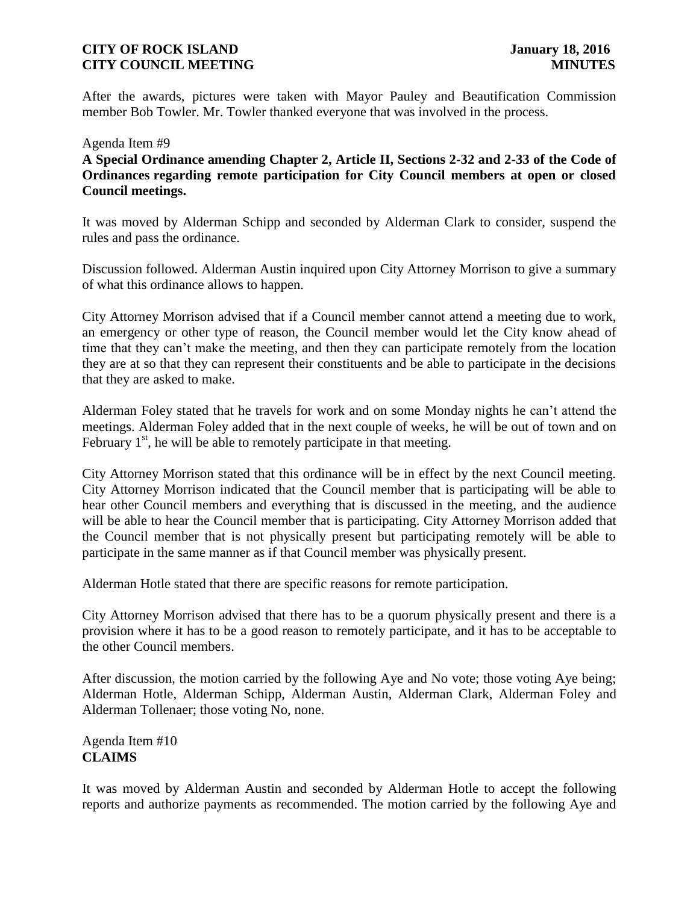After the awards, pictures were taken with Mayor Pauley and Beautification Commission member Bob Towler. Mr. Towler thanked everyone that was involved in the process.

Agenda Item #9
**A Special Ordinance amending Chapter 2, Article II, Sections 2-32 and 2-33 of the Code of Ordinances regarding remote participation for City Council members at open or closed Council meetings.**

It was moved by Alderman Schipp and seconded by Alderman Clark to consider, suspend the rules and pass the ordinance.

Discussion followed. Alderman Austin inquired upon City Attorney Morrison to give a summary of what this ordinance allows to happen.

City Attorney Morrison advised that if a Council member cannot attend a meeting due to work, an emergency or other type of reason, the Council member would let the City know ahead of time that they can't make the meeting, and then they can participate remotely from the location they are at so that they can represent their constituents and be able to participate in the decisions that they are asked to make.

Alderman Foley stated that he travels for work and on some Monday nights he can't attend the meetings. Alderman Foley added that in the next couple of weeks, he will be out of town and on February 1st, he will be able to remotely participate in that meeting.

City Attorney Morrison stated that this ordinance will be in effect by the next Council meeting. City Attorney Morrison indicated that the Council member that is participating will be able to hear other Council members and everything that is discussed in the meeting, and the audience will be able to hear the Council member that is participating. City Attorney Morrison added that the Council member that is not physically present but participating remotely will be able to participate in the same manner as if that Council member was physically present.

Alderman Hotle stated that there are specific reasons for remote participation.

City Attorney Morrison advised that there has to be a quorum physically present and there is a provision where it has to be a good reason to remotely participate, and it has to be acceptable to the other Council members.

After discussion, the motion carried by the following Aye and No vote; those voting Aye being; Alderman Hotle, Alderman Schipp, Alderman Austin, Alderman Clark, Alderman Foley and Alderman Tollenaer; those voting No, none.

Agenda Item #10
**CLAIMS**

It was moved by Alderman Austin and seconded by Alderman Hotle to accept the following reports and authorize payments as recommended. The motion carried by the following Aye and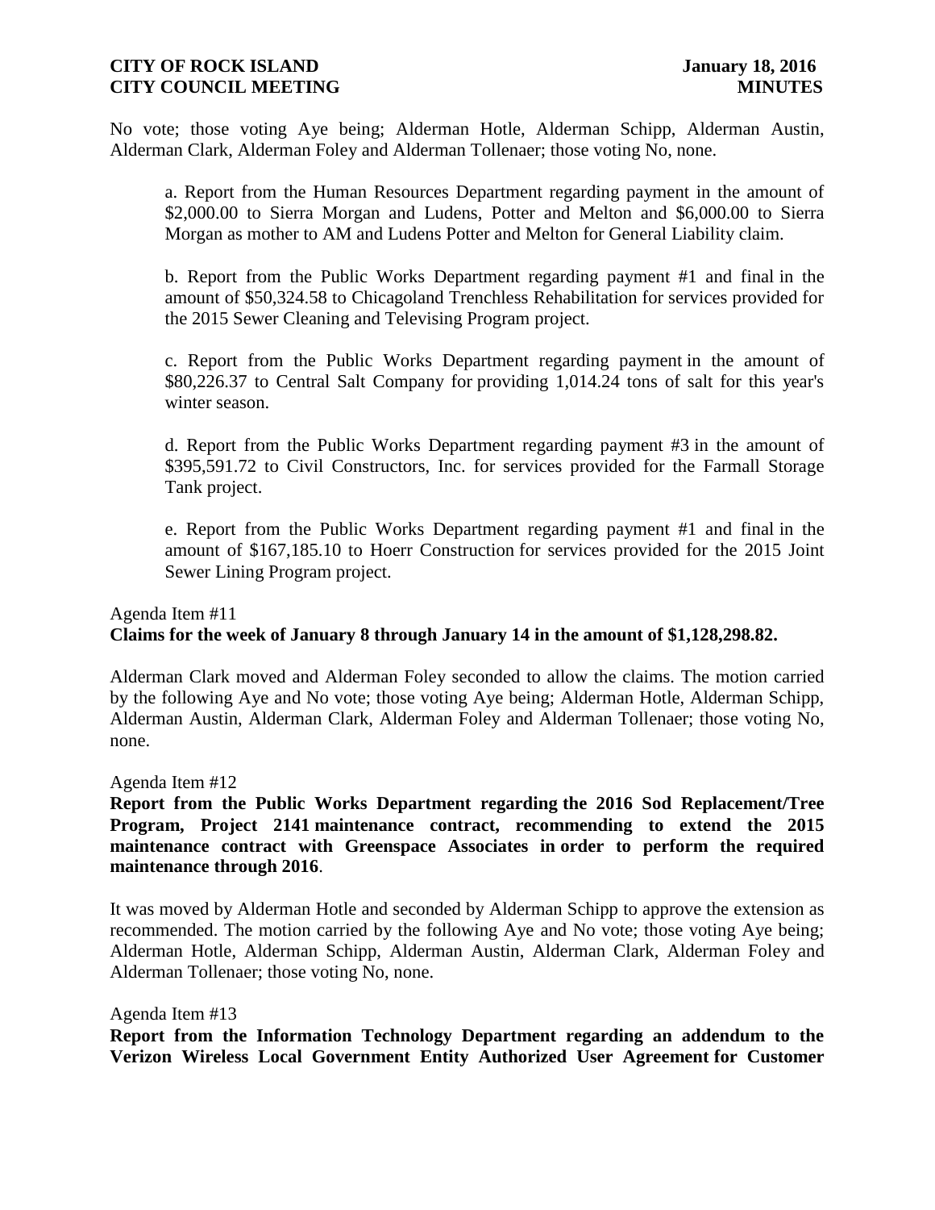No vote; those voting Aye being; Alderman Hotle, Alderman Schipp, Alderman Austin, Alderman Clark, Alderman Foley and Alderman Tollenaer; those voting No, none.

a. Report from the Human Resources Department regarding payment in the amount of $2,000.00 to Sierra Morgan and Ludens, Potter and Melton and $6,000.00 to Sierra Morgan as mother to AM and Ludens Potter and Melton for General Liability claim.

b. Report from the Public Works Department regarding payment #1 and final in the amount of $50,324.58 to Chicagoland Trenchless Rehabilitation for services provided for the 2015 Sewer Cleaning and Televising Program project.

c. Report from the Public Works Department regarding payment in the amount of $80,226.37 to Central Salt Company for providing 1,014.24 tons of salt for this year's winter season.

d. Report from the Public Works Department regarding payment #3 in the amount of $395,591.72 to Civil Constructors, Inc. for services provided for the Farmall Storage Tank project.

e. Report from the Public Works Department regarding payment #1 and final in the amount of $167,185.10 to Hoerr Construction for services provided for the 2015 Joint Sewer Lining Program project.

Agenda Item #11
**Claims for the week of January 8 through January 14 in the amount of $1,128,298.82.**

Alderman Clark moved and Alderman Foley seconded to allow the claims. The motion carried by the following Aye and No vote; those voting Aye being; Alderman Hotle, Alderman Schipp, Alderman Austin, Alderman Clark, Alderman Foley and Alderman Tollenaer; those voting No, none.

Agenda Item #12
**Report from the Public Works Department regarding the 2016 Sod Replacement/Tree Program, Project 2141 maintenance contract, recommending to extend the 2015 maintenance contract with Greenspace Associates in order to perform the required maintenance through 2016**.

It was moved by Alderman Hotle and seconded by Alderman Schipp to approve the extension as recommended. The motion carried by the following Aye and No vote; those voting Aye being; Alderman Hotle, Alderman Schipp, Alderman Austin, Alderman Clark, Alderman Foley and Alderman Tollenaer; those voting No, none.

Agenda Item #13
**Report from the Information Technology Department regarding an addendum to the Verizon Wireless Local Government Entity Authorized User Agreement for Customer**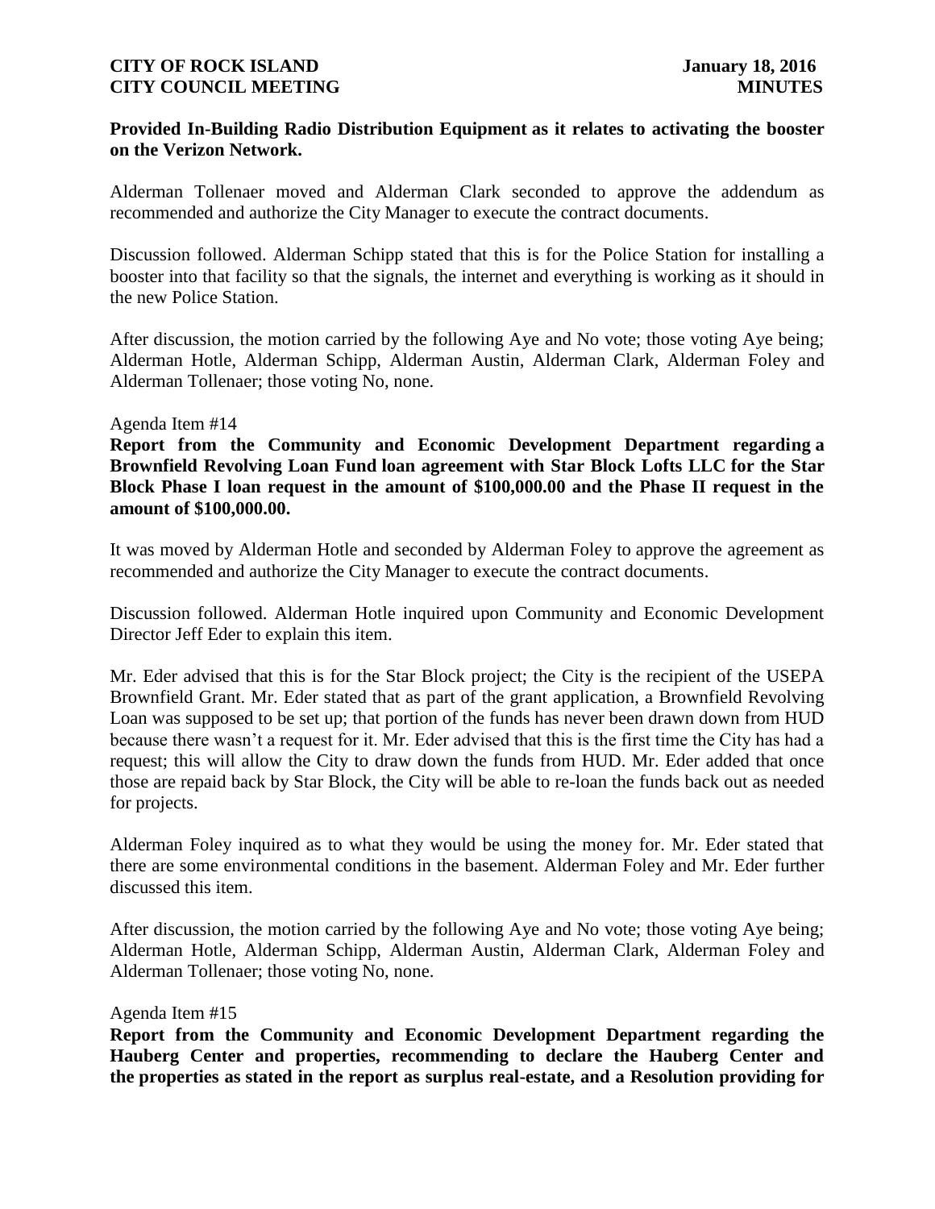**Provided In-Building Radio Distribution Equipment as it relates to activating the booster on the Verizon Network.**

Alderman Tollenaer moved and Alderman Clark seconded to approve the addendum as recommended and authorize the City Manager to execute the contract documents.

Discussion followed. Alderman Schipp stated that this is for the Police Station for installing a booster into that facility so that the signals, the internet and everything is working as it should in the new Police Station.

After discussion, the motion carried by the following Aye and No vote; those voting Aye being; Alderman Hotle, Alderman Schipp, Alderman Austin, Alderman Clark, Alderman Foley and Alderman Tollenaer; those voting No, none.

Agenda Item #14

**Report from the Community and Economic Development Department regarding a Brownfield Revolving Loan Fund loan agreement with Star Block Lofts LLC for the Star Block Phase I loan request in the amount of $100,000.00 and the Phase II request in the amount of $100,000.00.**

It was moved by Alderman Hotle and seconded by Alderman Foley to approve the agreement as recommended and authorize the City Manager to execute the contract documents.

Discussion followed. Alderman Hotle inquired upon Community and Economic Development Director Jeff Eder to explain this item.

Mr. Eder advised that this is for the Star Block project; the City is the recipient of the USEPA Brownfield Grant. Mr. Eder stated that as part of the grant application, a Brownfield Revolving Loan was supposed to be set up; that portion of the funds has never been drawn down from HUD because there wasn't a request for it. Mr. Eder advised that this is the first time the City has had a request; this will allow the City to draw down the funds from HUD. Mr. Eder added that once those are repaid back by Star Block, the City will be able to re-loan the funds back out as needed for projects.

Alderman Foley inquired as to what they would be using the money for. Mr. Eder stated that there are some environmental conditions in the basement. Alderman Foley and Mr. Eder further discussed this item.

After discussion, the motion carried by the following Aye and No vote; those voting Aye being; Alderman Hotle, Alderman Schipp, Alderman Austin, Alderman Clark, Alderman Foley and Alderman Tollenaer; those voting No, none.

Agenda Item #15

**Report from the Community and Economic Development Department regarding the Hauberg Center and properties, recommending to declare the Hauberg Center and the properties as stated in the report as surplus real-estate, and a Resolution providing for**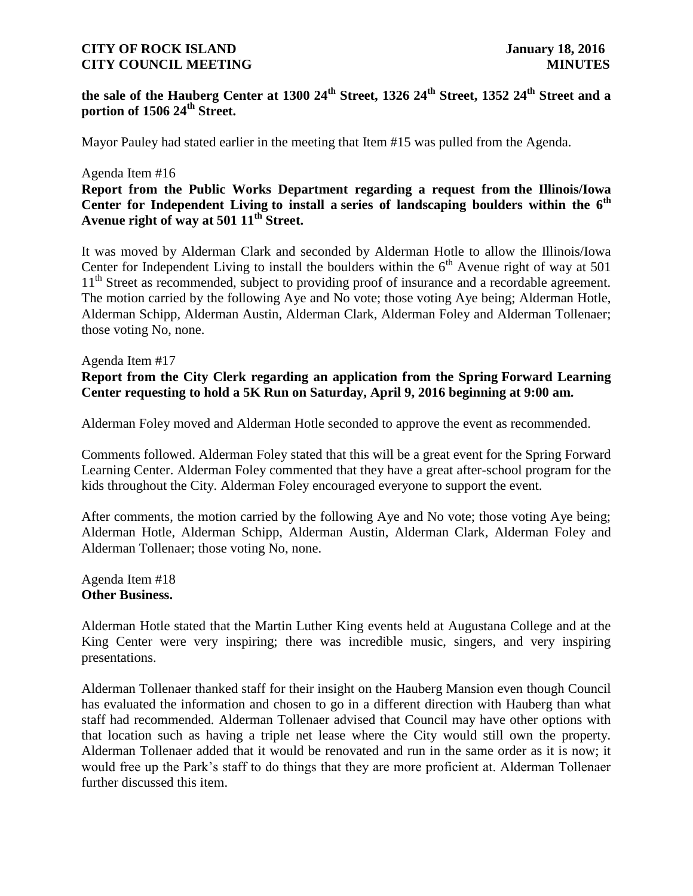**the sale of the Hauberg Center at 1300 24th Street, 1326 24th Street, 1352 24th Street and a portion of 1506 24th Street.**

Mayor Pauley had stated earlier in the meeting that Item #15 was pulled from the Agenda.

Agenda Item #16

**Report from the Public Works Department regarding a request from the Illinois/Iowa Center for Independent Living to install a series of landscaping boulders within the 6th Avenue right of way at 501 11th Street.**

It was moved by Alderman Clark and seconded by Alderman Hotle to allow the Illinois/Iowa Center for Independent Living to install the boulders within the 6th Avenue right of way at 501 11th Street as recommended, subject to providing proof of insurance and a recordable agreement. The motion carried by the following Aye and No vote; those voting Aye being; Alderman Hotle, Alderman Schipp, Alderman Austin, Alderman Clark, Alderman Foley and Alderman Tollenaer; those voting No, none.

Agenda Item #17

**Report from the City Clerk regarding an application from the Spring Forward Learning Center requesting to hold a 5K Run on Saturday, April 9, 2016 beginning at 9:00 am.**

Alderman Foley moved and Alderman Hotle seconded to approve the event as recommended.

Comments followed. Alderman Foley stated that this will be a great event for the Spring Forward Learning Center. Alderman Foley commented that they have a great after-school program for the kids throughout the City. Alderman Foley encouraged everyone to support the event.

After comments, the motion carried by the following Aye and No vote; those voting Aye being; Alderman Hotle, Alderman Schipp, Alderman Austin, Alderman Clark, Alderman Foley and Alderman Tollenaer; those voting No, none.

Agenda Item #18

**Other Business.**

Alderman Hotle stated that the Martin Luther King events held at Augustana College and at the King Center were very inspiring; there was incredible music, singers, and very inspiring presentations.

Alderman Tollenaer thanked staff for their insight on the Hauberg Mansion even though Council has evaluated the information and chosen to go in a different direction with Hauberg than what staff had recommended. Alderman Tollenaer advised that Council may have other options with that location such as having a triple net lease where the City would still own the property. Alderman Tollenaer added that it would be renovated and run in the same order as it is now; it would free up the Park's staff to do things that they are more proficient at. Alderman Tollenaer further discussed this item.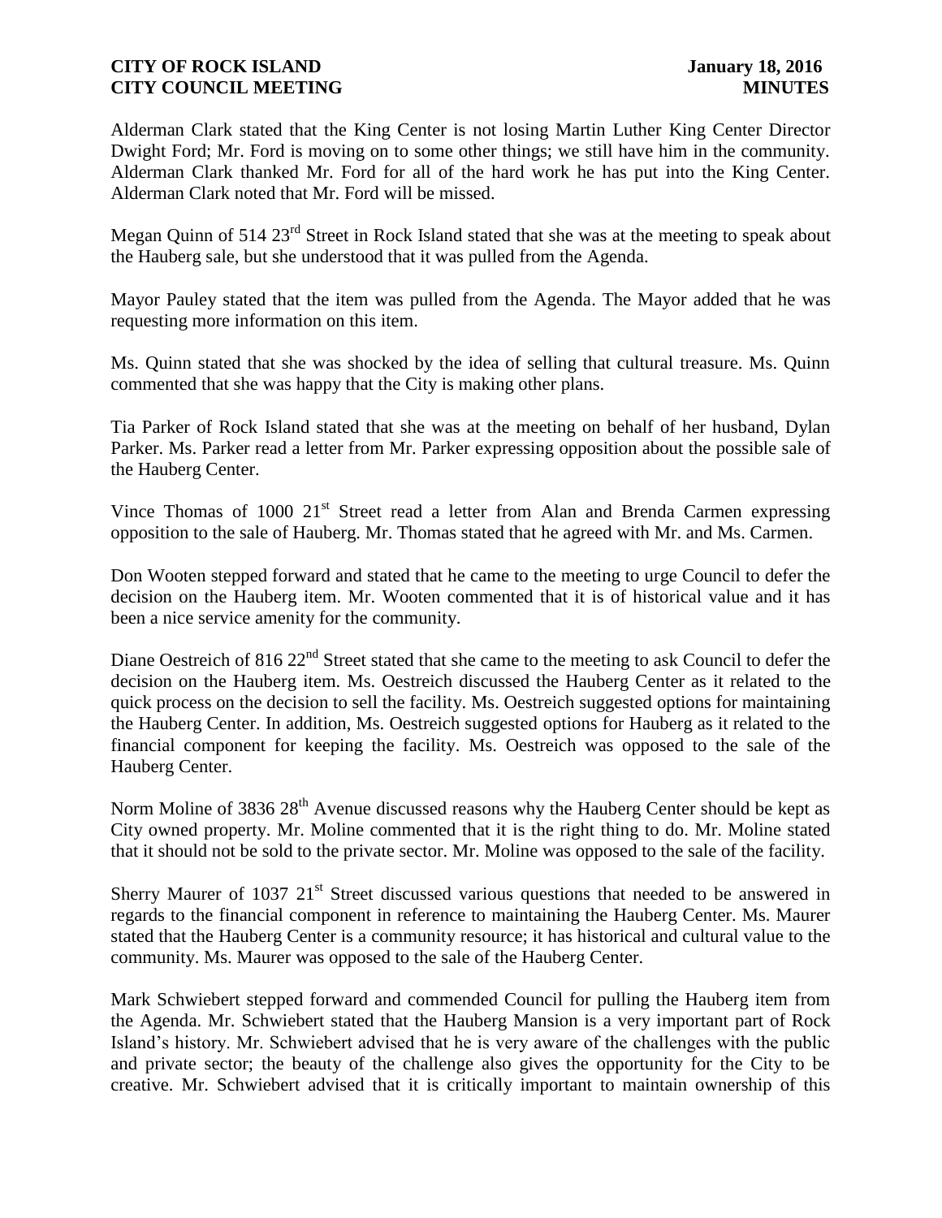Alderman Clark stated that the King Center is not losing Martin Luther King Center Director Dwight Ford; Mr. Ford is moving on to some other things; we still have him in the community. Alderman Clark thanked Mr. Ford for all of the hard work he has put into the King Center. Alderman Clark noted that Mr. Ford will be missed.

Megan Quinn of 514 23rd Street in Rock Island stated that she was at the meeting to speak about the Hauberg sale, but she understood that it was pulled from the Agenda.

Mayor Pauley stated that the item was pulled from the Agenda. The Mayor added that he was requesting more information on this item.

Ms. Quinn stated that she was shocked by the idea of selling that cultural treasure. Ms. Quinn commented that she was happy that the City is making other plans.

Tia Parker of Rock Island stated that she was at the meeting on behalf of her husband, Dylan Parker. Ms. Parker read a letter from Mr. Parker expressing opposition about the possible sale of the Hauberg Center.

Vince Thomas of 1000 21st Street read a letter from Alan and Brenda Carmen expressing opposition to the sale of Hauberg. Mr. Thomas stated that he agreed with Mr. and Ms. Carmen.

Don Wooten stepped forward and stated that he came to the meeting to urge Council to defer the decision on the Hauberg item. Mr. Wooten commented that it is of historical value and it has been a nice service amenity for the community.

Diane Oestreich of 816 22nd Street stated that she came to the meeting to ask Council to defer the decision on the Hauberg item. Ms. Oestreich discussed the Hauberg Center as it related to the quick process on the decision to sell the facility. Ms. Oestreich suggested options for maintaining the Hauberg Center. In addition, Ms. Oestreich suggested options for Hauberg as it related to the financial component for keeping the facility. Ms. Oestreich was opposed to the sale of the Hauberg Center.

Norm Moline of 3836 28th Avenue discussed reasons why the Hauberg Center should be kept as City owned property. Mr. Moline commented that it is the right thing to do. Mr. Moline stated that it should not be sold to the private sector. Mr. Moline was opposed to the sale of the facility.

Sherry Maurer of 1037 21st Street discussed various questions that needed to be answered in regards to the financial component in reference to maintaining the Hauberg Center. Ms. Maurer stated that the Hauberg Center is a community resource; it has historical and cultural value to the community. Ms. Maurer was opposed to the sale of the Hauberg Center.

Mark Schwiebert stepped forward and commended Council for pulling the Hauberg item from the Agenda. Mr. Schwiebert stated that the Hauberg Mansion is a very important part of Rock Island's history. Mr. Schwiebert advised that he is very aware of the challenges with the public and private sector; the beauty of the challenge also gives the opportunity for the City to be creative. Mr. Schwiebert advised that it is critically important to maintain ownership of this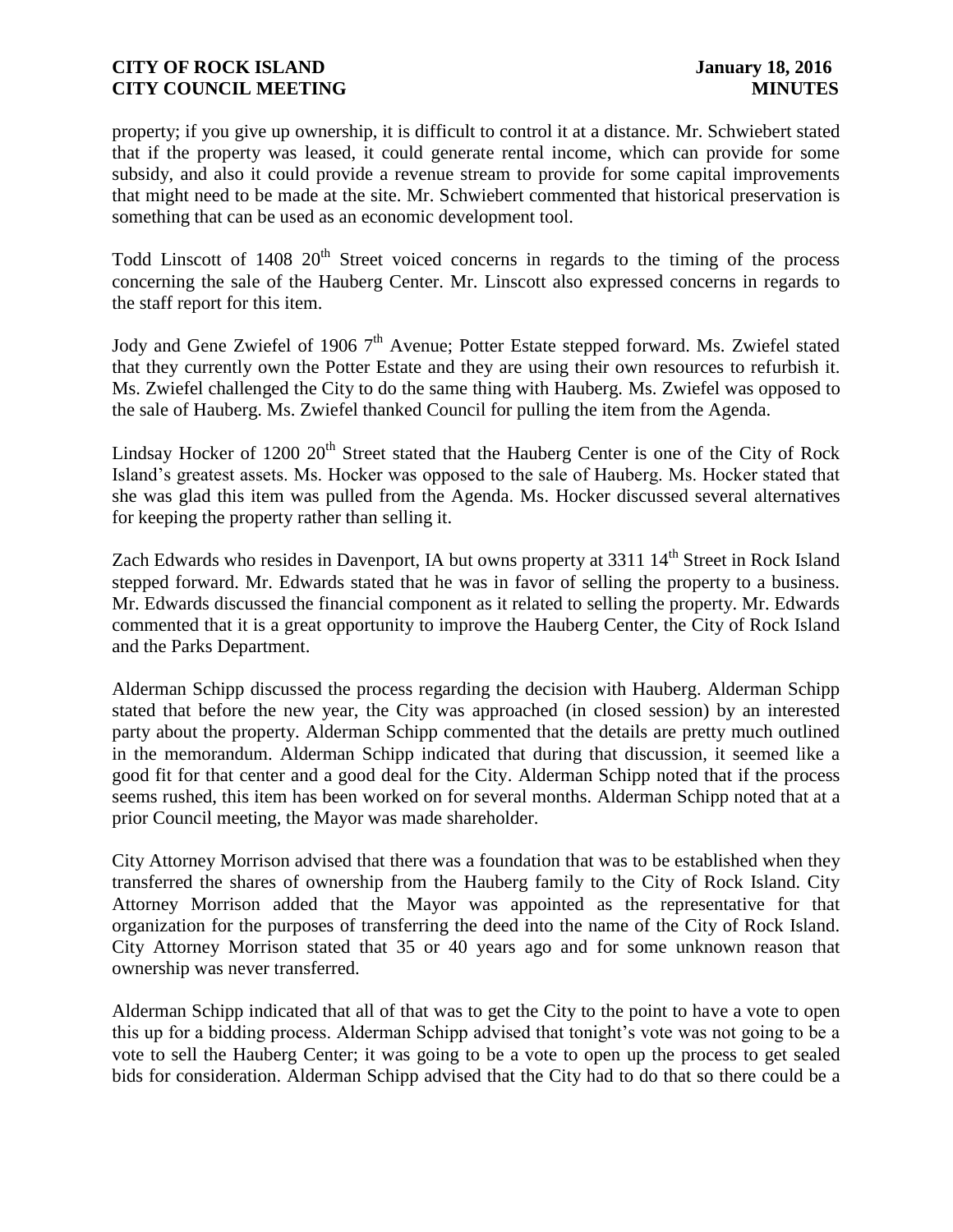property; if you give up ownership, it is difficult to control it at a distance. Mr. Schwiebert stated that if the property was leased, it could generate rental income, which can provide for some subsidy, and also it could provide a revenue stream to provide for some capital improvements that might need to be made at the site. Mr. Schwiebert commented that historical preservation is something that can be used as an economic development tool.

Todd Linscott of 1408 20th Street voiced concerns in regards to the timing of the process concerning the sale of the Hauberg Center. Mr. Linscott also expressed concerns in regards to the staff report for this item.

Jody and Gene Zwiefel of 1906 7th Avenue; Potter Estate stepped forward. Ms. Zwiefel stated that they currently own the Potter Estate and they are using their own resources to refurbish it. Ms. Zwiefel challenged the City to do the same thing with Hauberg. Ms. Zwiefel was opposed to the sale of Hauberg. Ms. Zwiefel thanked Council for pulling the item from the Agenda.

Lindsay Hocker of 1200 20th Street stated that the Hauberg Center is one of the City of Rock Island's greatest assets. Ms. Hocker was opposed to the sale of Hauberg. Ms. Hocker stated that she was glad this item was pulled from the Agenda. Ms. Hocker discussed several alternatives for keeping the property rather than selling it.

Zach Edwards who resides in Davenport, IA but owns property at 3311 14th Street in Rock Island stepped forward. Mr. Edwards stated that he was in favor of selling the property to a business. Mr. Edwards discussed the financial component as it related to selling the property. Mr. Edwards commented that it is a great opportunity to improve the Hauberg Center, the City of Rock Island and the Parks Department.

Alderman Schipp discussed the process regarding the decision with Hauberg. Alderman Schipp stated that before the new year, the City was approached (in closed session) by an interested party about the property. Alderman Schipp commented that the details are pretty much outlined in the memorandum. Alderman Schipp indicated that during that discussion, it seemed like a good fit for that center and a good deal for the City. Alderman Schipp noted that if the process seems rushed, this item has been worked on for several months. Alderman Schipp noted that at a prior Council meeting, the Mayor was made shareholder.

City Attorney Morrison advised that there was a foundation that was to be established when they transferred the shares of ownership from the Hauberg family to the City of Rock Island. City Attorney Morrison added that the Mayor was appointed as the representative for that organization for the purposes of transferring the deed into the name of the City of Rock Island. City Attorney Morrison stated that 35 or 40 years ago and for some unknown reason that ownership was never transferred.

Alderman Schipp indicated that all of that was to get the City to the point to have a vote to open this up for a bidding process. Alderman Schipp advised that tonight's vote was not going to be a vote to sell the Hauberg Center; it was going to be a vote to open up the process to get sealed bids for consideration. Alderman Schipp advised that the City had to do that so there could be a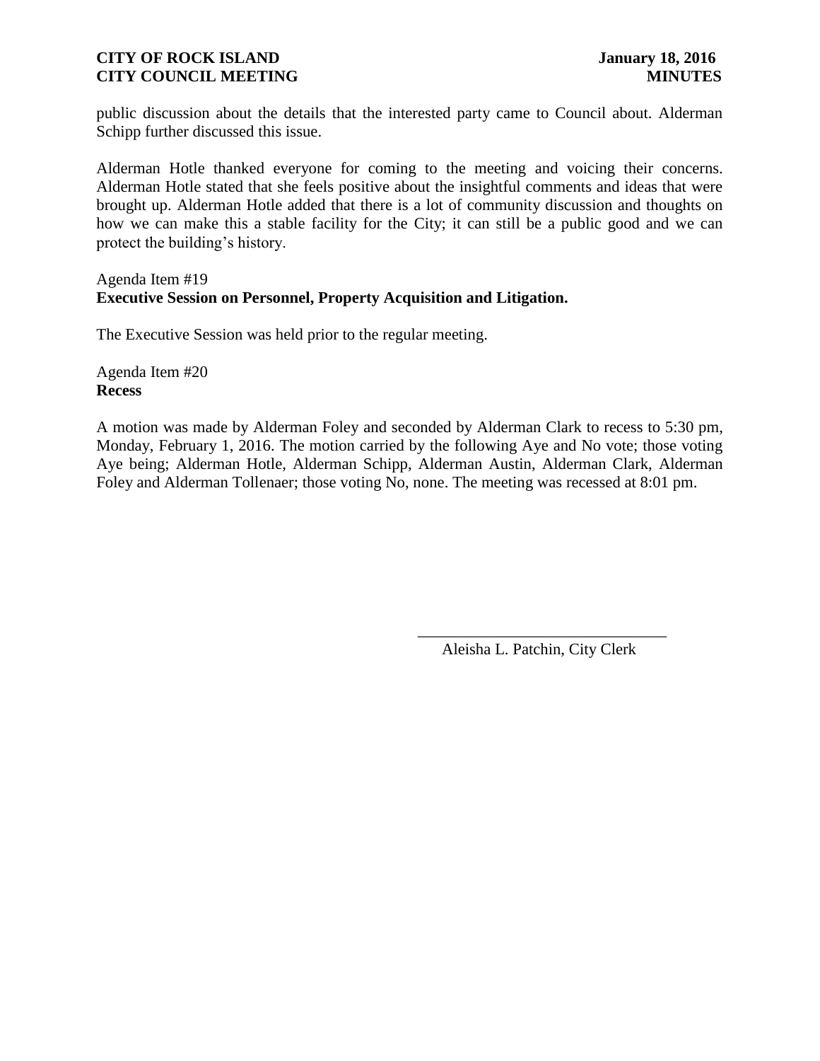public discussion about the details that the interested party came to Council about. Alderman Schipp further discussed this issue.

Alderman Hotle thanked everyone for coming to the meeting and voicing their concerns. Alderman Hotle stated that she feels positive about the insightful comments and ideas that were brought up. Alderman Hotle added that there is a lot of community discussion and thoughts on how we can make this a stable facility for the City; it can still be a public good and we can protect the building's history.

Agenda Item #19
**Executive Session on Personnel, Property Acquisition and Litigation.**

The Executive Session was held prior to the regular meeting.

Agenda Item #20
**Recess**

A motion was made by Alderman Foley and seconded by Alderman Clark to recess to 5:30 pm, Monday, February 1, 2016. The motion carried by the following Aye and No vote; those voting Aye being; Alderman Hotle, Alderman Schipp, Alderman Austin, Alderman Clark, Alderman Foley and Alderman Tollenaer; those voting No, none. The meeting was recessed at 8:01 pm.

\_\_\_\_\_\_\_\_\_\_\_\_\_\_\_\_\_\_\_\_\_\_\_\_\_\_\_\_\_\_\_

Aleisha L. Patchin, City Clerk